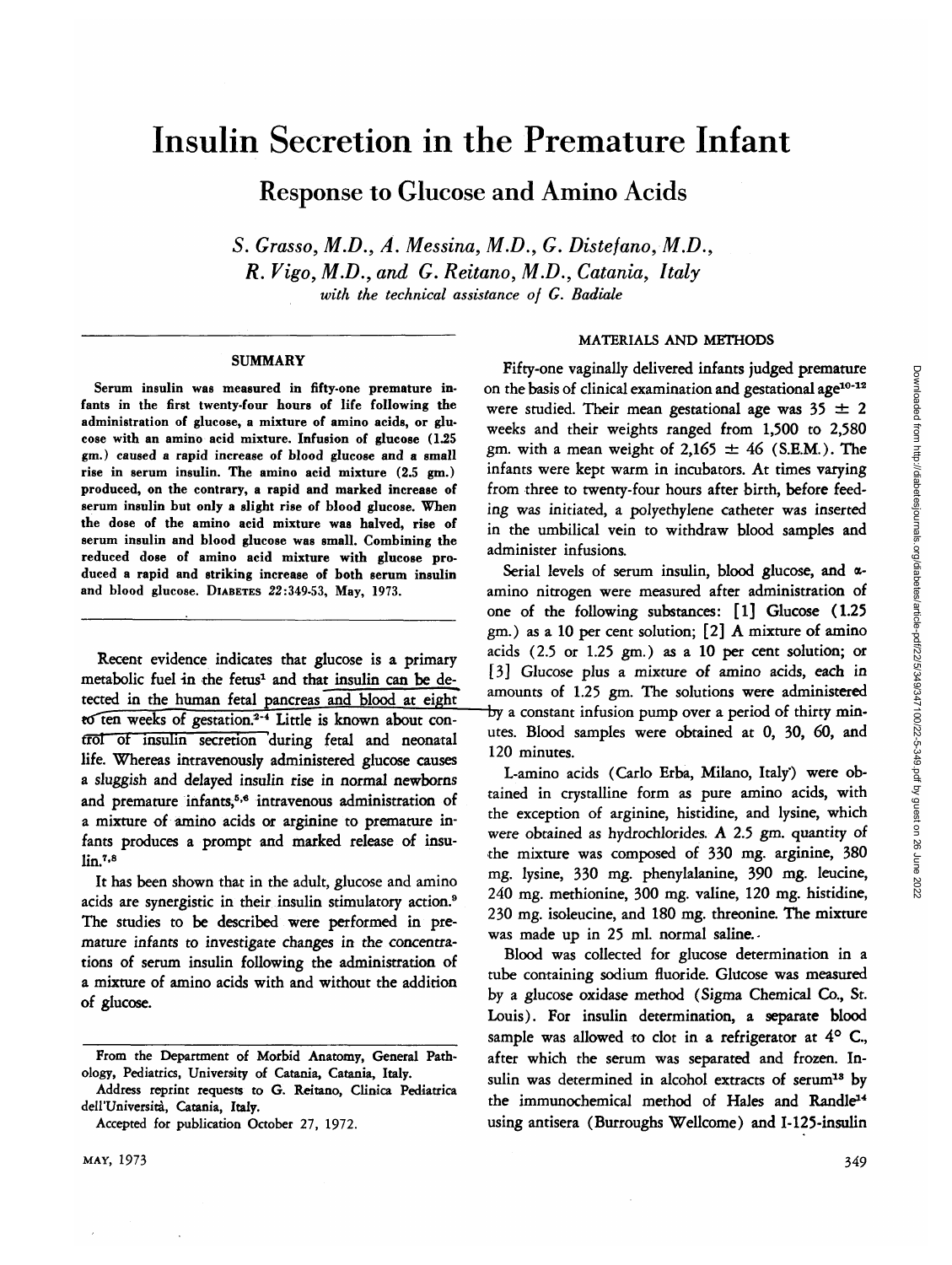# Insulin Secretion in the Premature Infant

## Response to Glucose and Amino Acids

*S. Grasso, M.D., A. Messina, M.D., G. Distefano, M.D., R. Vigo, M.D., and G. Reitano, M.D., Catania, Italy*
*with the technical assistance of G. Badiale*

### SUMMARY

**Serum insulin was measured in fifty-one premature infants in the first twenty-four hours of life following the administration of glucose, a mixture of amino acids, or glucose with an amino acid mixture. Infusion of glucose (1.25 gm.) caused a rapid increase of blood glucose and a small rise in serum insulin. The amino acid mixture (2.5 gm.) produced, on the contrary, a rapid and marked increase of serum insulin but only a slight rise of blood glucose. When the dose of the amino acid mixture was halved, rise of serum insulin and blood glucose was small. Combining the reduced dose of amino acid mixture with glucose produced a rapid and striking increase of both serum insulin and blood glucose.** DIABETES 22:349-53, May, 1973.

Recent evidence indicates that glucose is a primary metabolic fuel in the fetus[1] and that insulin can be detected in the human fetal pancreas and blood at eight to ten weeks of gestation.[2-4] Little is known about control of insulin secretion during fetal and neonatal life. Whereas intravenously administered glucose causes a sluggish and delayed insulin rise in normal newborns and premature infants,[5,6] intravenous administration of a mixture of amino acids or arginine to premature infants produces a prompt and marked release of insulin.[7,8]

It has been shown that in the adult, glucose and amino acids are synergistic in their insulin stimulatory action.[9] The studies to be described were performed in premature infants to investigate changes in the concentrations of serum insulin following the administration of a mixture of amino acids with and without the addition of glucose.

From the Department of Morbid Anatomy, General Pathology, Pediatrics, University of Catania, Catania, Italy.

Address reprint requests to G. Reitano, Clinica Pediatrica dell'Università, Catania, Italy.

Accepted for publication October 27, 1972.

### MATERIALS AND METHODS

Fifty-one vaginally delivered infants judged premature on the basis of clinical examination and gestational age[10-12] were studied. Their mean gestational age was 35 ± 2 weeks and their weights ranged from 1,500 to 2,580 gm. with a mean weight of 2,165 ± 46 (S.E.M.). The infants were kept warm in incubators. At times varying from three to twenty-four hours after birth, before feeding was initiated, a polyethylene catheter was inserted in the umbilical vein to withdraw blood samples and administer infusions.

Serial levels of serum insulin, blood glucose, and α-amino nitrogen were measured after administration of one of the following substances: [1] Glucose (1.25 gm.) as a 10 per cent solution; [2] A mixture of amino acids (2.5 or 1.25 gm.) as a 10 per cent solution; or [3] Glucose plus a mixture of amino acids, each in amounts of 1.25 gm. The solutions were administered by a constant infusion pump over a period of thirty minutes. Blood samples were obtained at 0, 30, 60, and 120 minutes.

L-amino acids (Carlo Erba, Milano, Italy) were obtained in crystalline form as pure amino acids, with the exception of arginine, histidine, and lysine, which were obtained as hydrochlorides. A 2.5 gm. quantity of the mixture was composed of 330 mg. arginine, 380 mg. lysine, 330 mg. phenylalanine, 390 mg. leucine, 240 mg. methionine, 300 mg. valine, 120 mg. histidine, 230 mg. isoleucine, and 180 mg. threonine. The mixture was made up in 25 ml. normal saline.

Blood was collected for glucose determination in a tube containing sodium fluoride. Glucose was measured by a glucose oxidase method (Sigma Chemical Co., St. Louis). For insulin determination, a separate blood sample was allowed to clot in a refrigerator at 4° C., after which the serum was separated and frozen. Insulin was determined in alcohol extracts of serum[13] by the immunochemical method of Hales and Randle[14] using antisera (Burroughs Wellcome) and I-125-insulin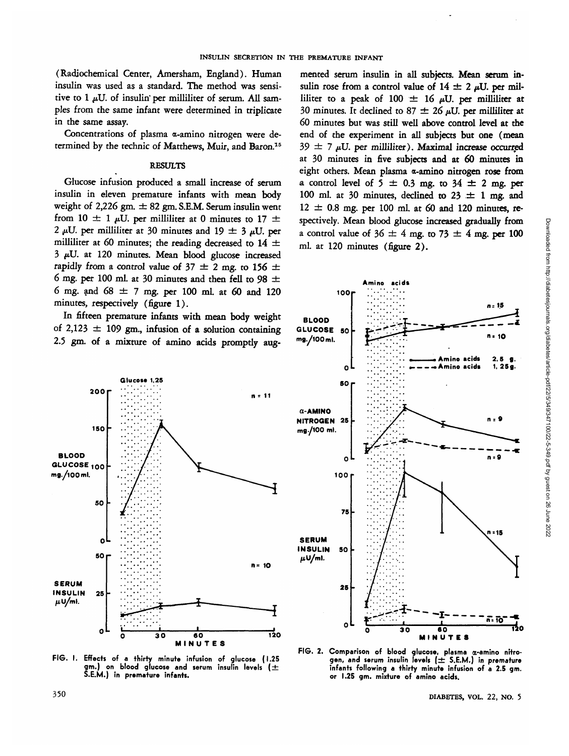(Radiochemical Center, Amersham, England). Human insulin was used as a standard. The method was sensitive to 1 μU. of insulin per milliliter of serum. All samples from the same infant were determined in triplicate in the same assay.

Concentrations of plasma α-amino nitrogen were determined by the technic of Matthews, Muir, and Baron.[15]

## RESULTS

Glucose infusion produced a small increase of serum insulin in eleven premature infants with mean body weight of 2,226 gm. ± 82 gm. S.E.M. Serum insulin went from 10 ± 1 μU. per milliliter at 0 minutes to 17 ± 2 μU. per milliliter at 30 minutes and 19 ± 3 μU. per milliliter at 60 minutes; the reading decreased to 14 ± 3 μU. at 120 minutes. Mean blood glucose increased rapidly from a control value of 37 ± 2 mg. to 156 ± 6 mg. per 100 ml. at 30 minutes and then fell to 98 ± 6 mg. and 68 ± 7 mg. per 100 ml. at 60 and 120 minutes, respectively (figure 1).

In fifteen premature infants with mean body weight of 2,123 ± 109 gm., infusion of a solution containing 2.5 gm. of a mixture of amino acids promptly augmented serum insulin in all subjects. Mean serum insulin rose from a control value of 14 ± 2 μU. per milliliter to a peak of 100 ± 16 μU. per milliliter at 30 minutes. It declined to 87 ± 26 μU. per milliliter at 60 minutes but was still well above control level at the end of the experiment in all subjects but one (mean 39 ± 7 μU. per milliliter). Maximal increase occurred at 30 minutes in five subjects and at 60 minutes in eight others. Mean plasma α-amino nitrogen rose from a control level of 5 ± 0.3 mg. to 34 ± 2 mg. per 100 ml. at 30 minutes, declined to 23 ± 1 mg. and 12 ± 0.8 mg. per 100 ml. at 60 and 120 minutes, respectively. Mean blood glucose increased gradually from a control value of 36 ± 4 mg. to 73 ± 4 mg. per 100 ml. at 120 minutes (figure 2).

FIG. 1. Effects of a thirty minute infusion of glucose (1.25 gm.) on blood glucose and serum insulin levels (± S.E.M.) in premature infants.

FIG. 2. Comparison of blood glucose, plasma α-amino nitrogen, and serum insulin levels (± S.E.M.) in premature infants following a thirty minute infusion of a 2.5 gm. or 1.25 gm. mixture of amino acids.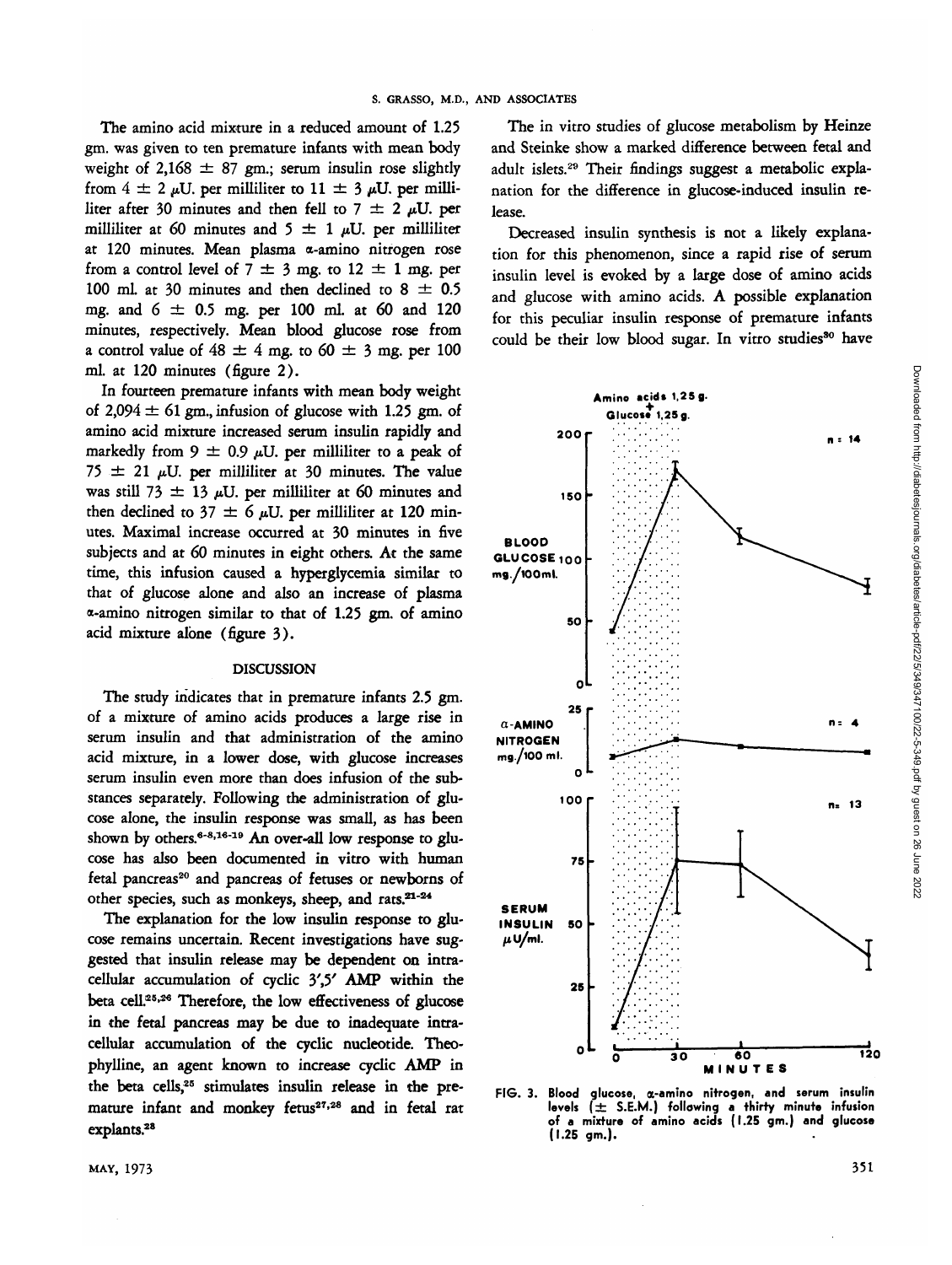The amino acid mixture in a reduced amount of 1.25 gm. was given to ten premature infants with mean body weight of 2,168 ± 87 gm.; serum insulin rose slightly from 4 ± 2 μU. per milliliter to 11 ± 3 μU. per milliliter after 30 minutes and then fell to 7 ± 2 μU. per milliliter at 60 minutes and 5 ± 1 μU. per milliliter at 120 minutes. Mean plasma α-amino nitrogen rose from a control level of 7 ± 3 mg. to 12 ± 1 mg. per 100 ml. at 30 minutes and then declined to 8 ± 0.5 mg. and 6 ± 0.5 mg. per 100 ml. at 60 and 120 minutes, respectively. Mean blood glucose rose from a control value of 48 ± 4 mg. to 60 ± 3 mg. per 100 ml. at 120 minutes (figure 2).

In fourteen premature infants with mean body weight of 2,094 ± 61 gm., infusion of glucose with 1.25 gm. of amino acid mixture increased serum insulin rapidly and markedly from 9 ± 0.9 μU. per milliliter to a peak of 75 ± 21 μU. per milliliter at 30 minutes. The value was still 73 ± 13 μU. per milliliter at 60 minutes and then declined to 37 ± 6 μU. per milliliter at 120 minutes. Maximal increase occurred at 30 minutes in five subjects and at 60 minutes in eight others. At the same time, this infusion caused a hyperglycemia similar to that of glucose alone and also an increase of plasma α-amino nitrogen similar to that of 1.25 gm. of amino acid mixture alone (figure 3).

## DISCUSSION

The study indicates that in premature infants 2.5 gm. of a mixture of amino acids produces a large rise in serum insulin and that administration of the amino acid mixture, in a lower dose, with glucose increases serum insulin even more than does infusion of the substances separately. Following the administration of glucose alone, the insulin response was small, as has been shown by others.[6-8,16-19] An over-all low response to glucose has also been documented in vitro with human fetal pancreas[20] and pancreas of fetuses or newborns of other species, such as monkeys, sheep, and rats.[21-24]

The explanation for the low insulin response to glucose remains uncertain. Recent investigations have suggested that insulin release may be dependent on intracellular accumulation of cyclic 3',5' AMP within the beta cell.[25,26] Therefore, the low effectiveness of glucose in the fetal pancreas may be due to inadequate intracellular accumulation of the cyclic nucleotide. Theophylline, an agent known to increase cyclic AMP in the beta cells,[25] stimulates insulin release in the premature infant and monkey fetus[27,28] and in fetal rat explants.[28]

The in vitro studies of glucose metabolism by Heinze and Steinke show a marked difference between fetal and adult islets.[29] Their findings suggest a metabolic explanation for the difference in glucose-induced insulin release.

Decreased insulin synthesis is not a likely explanation for this phenomenon, since a rapid rise of serum insulin level is evoked by a large dose of amino acids and glucose with amino acids. A possible explanation for this peculiar insulin response of premature infants could be their low blood sugar. In vitro studies[30] have

FIG. 3. Blood glucose, α-amino nitrogen, and serum insulin levels (± S.E.M.) following a thirty minute infusion of a mixture of amino acids (1.25 gm.) and glucose (1.25 gm.).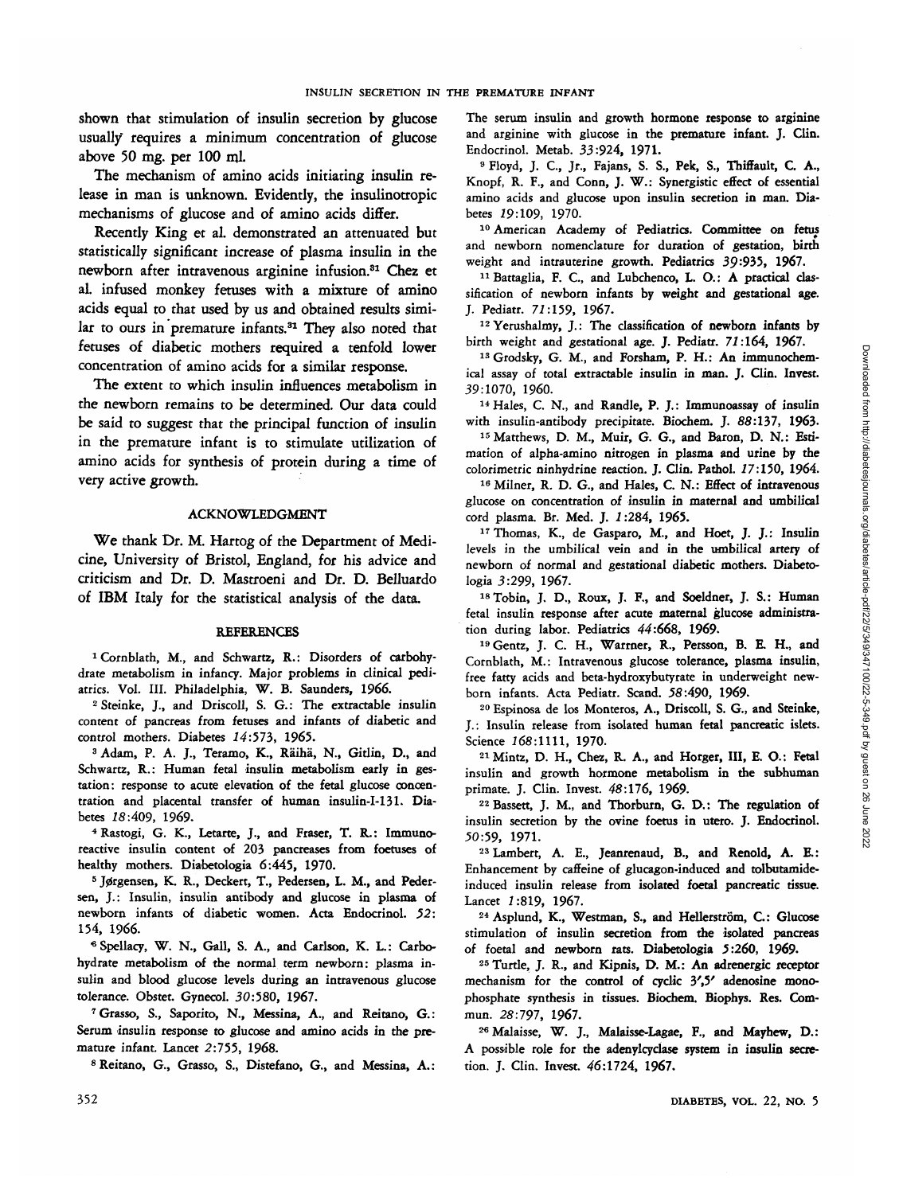shown that stimulation of insulin secretion by glucose usually requires a minimum concentration of glucose above 50 mg. per 100 ml.

The mechanism of amino acids initiating insulin release in man is unknown. Evidently, the insulinotropic mechanisms of glucose and of amino acids differ.

Recently King et al. demonstrated an attenuated but statistically significant increase of plasma insulin in the newborn after intravenous arginine infusion.[31] Chez et al. infused monkey fetuses with a mixture of amino acids equal to that used by us and obtained results similar to ours in premature infants.[31] They also noted that fetuses of diabetic mothers required a tenfold lower concentration of amino acids for a similar response.

The extent to which insulin influences metabolism in the newborn remains to be determined. Our data could be said to suggest that the principal function of insulin in the premature infant is to stimulate utilization of amino acids for synthesis of protein during a time of very active growth.

## ACKNOWLEDGMENT

We thank Dr. M. Hartog of the Department of Medicine, University of Bristol, England, for his advice and criticism and Dr. D. Mastroeni and Dr. D. Belluardo of IBM Italy for the statistical analysis of the data.

## REFERENCES

[1] Cornblath, M., and Schwartz, R.: Disorders of carbohydrate metabolism in infancy. Major problems in clinical pediatrics. Vol. III. Philadelphia, W. B. Saunders, 1966.

[2] Steinke, J., and Driscoll, S. G.: The extractable insulin content of pancreas from fetuses and infants of diabetic and control mothers. Diabetes *14*:573, 1965.

[3] Adam, P. A. J., Teramo, K., Räihä, N., Gitlin, D., and Schwartz, R.: Human fetal insulin metabolism early in gestation: response to acute elevation of the fetal glucose concentration and placental transfer of human insulin-I-131. Diabetes *18*:409, 1969.

[4] Rastogi, G. K., Letarte, J., and Fraser, T. R.: Immunoreactive insulin content of 203 pancreases from foetuses of healthy mothers. Diabetologia *6*:445, 1970.

[5] Jørgensen, K. R., Deckert, T., Pedersen, L. M., and Pedersen, J.: Insulin, insulin antibody and glucose in plasma of newborn infants of diabetic women. Acta Endocrinol. *52*: 154, 1966.

[6] Spellacy, W. N., Gall, S. A., and Carlson, K. L.: Carbohydrate metabolism of the normal term newborn: plasma insulin and blood glucose levels during an intravenous glucose tolerance. Obstet. Gynecol. *30*:580, 1967.

[7] Grasso, S., Saporito, N., Messina, A., and Reitano, G.: Serum insulin response to glucose and amino acids in the premature infant. Lancet *2*:755, 1968.

[8] Reitano, G., Grasso, S., Distefano, G., and Messina, A.: The serum insulin and growth hormone response to arginine and arginine with glucose in the premature infant. J. Clin. Endocrinol. Metab. *33*:924, 1971.

[9] Floyd, J. C., Jr., Fajans, S. S., Pek, S., Thiffault, C. A., Knopf, R. F., and Conn, J. W.: Synergistic effect of essential amino acids and glucose upon insulin secretion in man. Diabetes *19*:109, 1970.

[10] American Academy of Pediatrics. Committee on fetus and newborn nomenclature for duration of gestation, birth weight and intrauterine growth. Pediatrics *39*:935, 1967.

[11] Battaglia, F. C., and Lubchenco, L. O.: A practical classification of newborn infants by weight and gestational age. J. Pediatr. *71*:159, 1967.

[12] Yerushalmy, J.: The classification of newborn infants by birth weight and gestational age. J. Pediatr. *71*:164, 1967.

[13] Grodsky, G. M., and Forsham, P. H.: An immunochemical assay of total extractable insulin in man. J. Clin. Invest. *39*:1070, 1960.

[14] Hales, C. N., and Randle, P. J.: Immunoassay of insulin with insulin-antibody precipitate. Biochem. J. *88*:137, 1963.

[15] Matthews, D. M., Muir, G. G., and Baron, D. N.: Estimation of alpha-amino nitrogen in plasma and urine by the colorimetric ninhydrine reaction. J. Clin. Pathol. *17*:150, 1964.

[16] Milner, R. D. G., and Hales, C. N.: Effect of intravenous glucose on concentration of insulin in maternal and umbilical cord plasma. Br. Med. J. *1*:284, 1965.

[17] Thomas, K., de Gasparo, M., and Hoet, J. J.: Insulin levels in the umbilical vein and in the umbilical artery of newborn of normal and gestational diabetic mothers. Diabetologia *3*:299, 1967.

[18] Tobin, J. D., Roux, J. F., and Soeldner, J. S.: Human fetal insulin response after acute maternal glucose administration during labor. Pediatrics *44*:668, 1969.

[19] Gentz, J. C. H., Warrner, R., Persson, B. E. H., and Cornblath, M.: Intravenous glucose tolerance, plasma insulin, free fatty acids and beta-hydroxybutyrate in underweight newborn infants. Acta Pediatr. Scand. *58*:490, 1969.

[20] Espinosa de los Monteros, A., Driscoll, S. G., and Steinke, J.: Insulin release from isolated human fetal pancreatic islets. Science *168*:1111, 1970.

[21] Mintz, D. H., Chez, R. A., and Horger, III, E. O.: Fetal insulin and growth hormone metabolism in the subhuman primate. J. Clin. Invest. *48*:176, 1969.

[22] Bassett, J. M., and Thorburn, G. D.: The regulation of insulin secretion by the ovine foetus in utero. J. Endocrinol. *50*:59, 1971.

[23] Lambert, A. E., Jeanrenaud, B., and Renold, A. E.: Enhancement by caffeine of glucagon-induced and tolbutamide-induced insulin release from isolated foetal pancreatic tissue. Lancet *1*:819, 1967.

[24] Asplund, K., Westman, S., and Hellerström, C.: Glucose stimulation of insulin secretion from the isolated pancreas of foetal and newborn rats. Diabetologia *5*:260, 1969.

[25] Turtle, J. R., and Kipnis, D. M.: An adrenergic receptor mechanism for the control of cyclic 3′,5′ adenosine monophosphate synthesis in tissues. Biochem. Biophys. Res. Commun. *28*:797, 1967.

[26] Malaisse, W. J., Malaisse-Lagae, F., and Mayhew, D.: A possible role for the adenylcyclase system in insulin secretion. J. Clin. Invest. *46*:1724, 1967.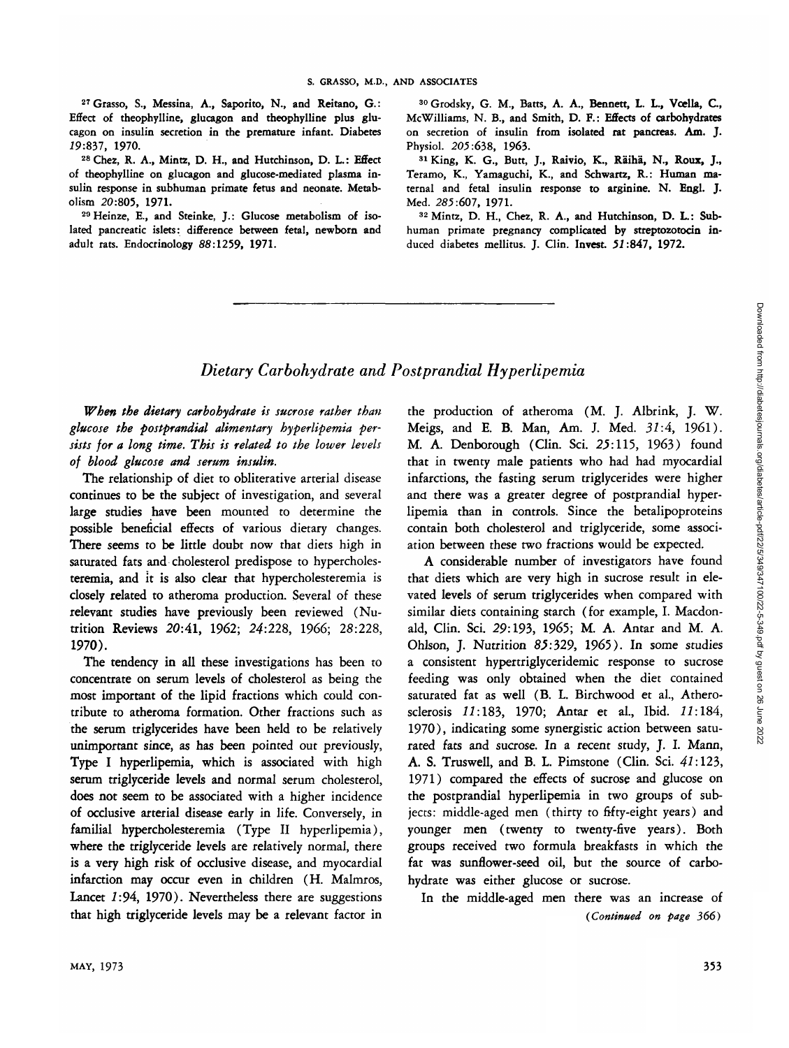[27] Grasso, S., Messina, A., Saporito, N., and Reitano, G.: Effect of theophylline, glucagon and theophylline plus glucagon on insulin secretion in the premature infant. Diabetes 19:837, 1970.

[28] Chez, R. A., Mintz, D. H., and Hutchinson, D. L.: Effect of theophylline on glucagon and glucose-mediated plasma insulin response in subhuman primate fetus and neonate. Metabolism 20:805, 1971.

[29] Heinze, E., and Steinke, J.: Glucose metabolism of isolated pancreatic islets: difference between fetal, newborn and adult rats. Endocrinology 88:1259, 1971.

[30] Grodsky, G. M., Batts, A. A., Bennett, L. L., Vcella, C., McWilliams, N. B., and Smith, D. F.: Effects of carbohydrates on secretion of insulin from isolated rat pancreas. Am. J. Physiol. 205:638, 1963.

[31] King, K. G., Butt, J., Raivio, K., Räihä, N., Roux, J., Teramo, K., Yamaguchi, K., and Schwartz, R.: Human maternal and fetal insulin response to arginine. N. Engl. J. Med. 285:607, 1971.

[32] Mintz, D. H., Chez, R. A., and Hutchinson, D. L.: Subhuman primate pregnancy complicated by streptozotocin induced diabetes mellitus. J. Clin. Invest. 51:847, 1972.

---

## *Dietary Carbohydrate and Postprandial Hyperlipemia*

***When the dietary carbohydrate is sucrose rather than glucose the postprandial alimentary hyperlipemia persists for a long time. This is related to the lower levels of blood glucose and serum insulin.***

The relationship of diet to obliterative arterial disease continues to be the subject of investigation, and several large studies have been mounted to determine the possible beneficial effects of various dietary changes. There seems to be little doubt now that diets high in saturated fats and cholesterol predispose to hypercholesteremia, and it is also clear that hypercholesteremia is closely related to atheroma production. Several of these relevant studies have previously been reviewed (Nutrition Reviews *20*:41, 1962; *24*:228, 1966; *28*:228, 1970).

The tendency in all these investigations has been to concentrate on serum levels of cholesterol as being the most important of the lipid fractions which could contribute to atheroma formation. Other fractions such as the serum triglycerides have been held to be relatively unimportant since, as has been pointed out previously, Type I hyperlipemia, which is associated with high serum triglyceride levels and normal serum cholesterol, does not seem to be associated with a higher incidence of occlusive arterial disease early in life. Conversely, in familial hypercholesteremia (Type II hyperlipemia), where the triglyceride levels are relatively normal, there is a very high risk of occlusive disease, and myocardial infarction may occur even in children (H. Malmros, Lancet *1*:94, 1970). Nevertheless there are suggestions that high triglyceride levels may be a relevant factor in the production of atheroma (M. J. Albrink, J. W. Meigs, and E. B. Man, Am. J. Med. *31*:4, 1961). M. A. Denborough (Clin. Sci. *25*:115, 1963) found that in twenty male patients who had had myocardial infarctions, the fasting serum triglycerides were higher and there was a greater degree of postprandial hyperlipemia than in controls. Since the betalipoproteins contain both cholesterol and triglyceride, some association between these two fractions would be expected.

A considerable number of investigators have found that diets which are very high in sucrose result in elevated levels of serum triglycerides when compared with similar diets containing starch (for example, I. Macdonald, Clin. Sci. *29*:193, 1965; M. A. Antar and M. A. Ohlson, J. Nutrition *85*:329, 1965). In some studies a consistent hypertriglyceridemic response to sucrose feeding was only obtained when the diet contained saturated fat as well (B. L. Birchwood et al., Atherosclerosis *11*:183, 1970; Antar et al., Ibid. *11*:184, 1970), indicating some synergistic action between saturated fats and sucrose. In a recent study, J. I. Mann, A. S. Truswell, and B. L. Pimstone (Clin. Sci. *41*:123, 1971) compared the effects of sucrose and glucose on the postprandial hyperlipemia in two groups of subjects: middle-aged men (thirty to fifty-eight years) and younger men (twenty to twenty-five years). Both groups received two formula breakfasts in which the fat was sunflower-seed oil, but the source of carbohydrate was either glucose or sucrose.

In the middle-aged men there was an increase of

*(Continued on page 366)*